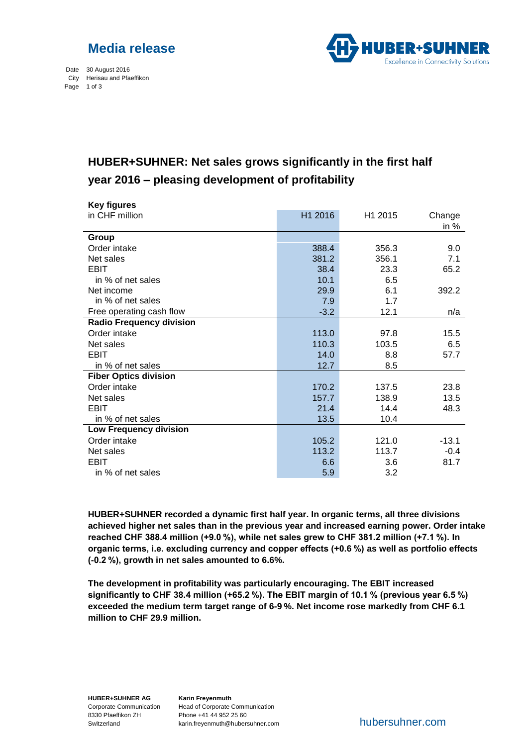# Media release

Date 30 August 2016
City Herisau and Pfaeffikon

## HUBER+SUHNER: Net sales grows significantly in the first half year 2016 – pleasing development of profitability

**Key figures**

| in CHF million | H1 2016 | H1 2015 | Change in % |
|---|---|---|---|
| **Group** | | | |
| Order intake | 388.4 | 356.3 | 9.0 |
| Net sales | 381.2 | 356.1 | 7.1 |
| EBIT | 38.4 | 23.3 | 65.2 |
| in % of net sales | 10.1 | 6.5 | |
| Net income | 29.9 | 6.1 | 392.2 |
| in % of net sales | 7.9 | 1.7 | |
| Free operating cash flow | -3.2 | 12.1 | n/a |
| **Radio Frequency division** | | | |
| Order intake | 113.0 | 97.8 | 15.5 |
| Net sales | 110.3 | 103.5 | 6.5 |
| EBIT | 14.0 | 8.8 | 57.7 |
| in % of net sales | 12.7 | 8.5 | |
| **Fiber Optics division** | | | |
| Order intake | 170.2 | 137.5 | 23.8 |
| Net sales | 157.7 | 138.9 | 13.5 |
| EBIT | 21.4 | 14.4 | 48.3 |
| in % of net sales | 13.5 | 10.4 | |
| **Low Frequency division** | | | |
| Order intake | 105.2 | 121.0 | -13.1 |
| Net sales | 113.2 | 113.7 | -0.4 |
| EBIT | 6.6 | 3.6 | 81.7 |
| in % of net sales | 5.9 | 3.2 | |

**HUBER+SUHNER recorded a dynamic first half year. In organic terms, all three divisions achieved higher net sales than in the previous year and increased earning power. Order intake reached CHF 388.4 million (+9.0 %), while net sales grew to CHF 381.2 million (+7.1 %). In organic terms, i.e. excluding currency and copper effects (+0.6 %) as well as portfolio effects (-0.2 %), growth in net sales amounted to 6.6%.**

**The development in profitability was particularly encouraging. The EBIT increased significantly to CHF 38.4 million (+65.2 %). The EBIT margin of 10.1 % (previous year 6.5 %) exceeded the medium term target range of 6-9 %. Net income rose markedly from CHF 6.1 million to CHF 29.9 million.**

**HUBER+SUHNER AG**
Corporate Communication
8330 Pfaeffikon ZH
Switzerland

**Karin Freyenmuth**
Head of Corporate Communication
Phone +41 44 952 25 60
karin.freyenmuth@hubersuhner.com

hubersuhner.com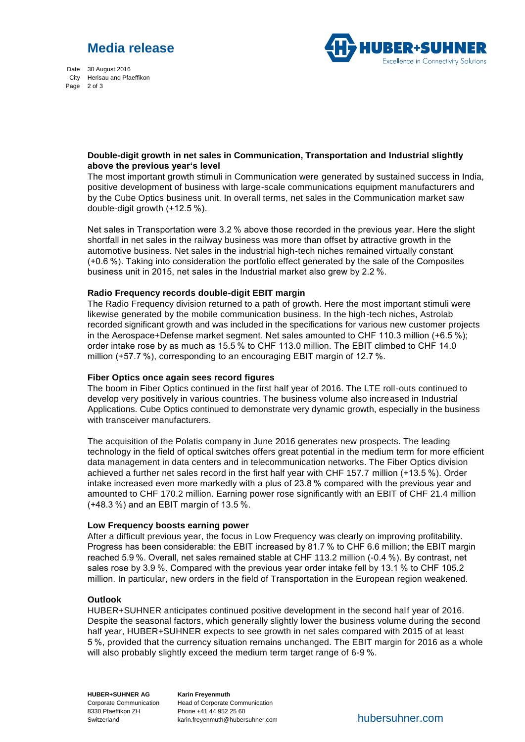**Double-digit growth in net sales in Communication, Transportation and Industrial slightly above the previous year's level**

The most important growth stimuli in Communication were generated by sustained success in India, positive development of business with large-scale communications equipment manufacturers and by the Cube Optics business unit. In overall terms, net sales in the Communication market saw double-digit growth (+12.5 %).

Net sales in Transportation were 3.2 % above those recorded in the previous year. Here the slight shortfall in net sales in the railway business was more than offset by attractive growth in the automotive business. Net sales in the industrial high-tech niches remained virtually constant (+0.6 %). Taking into consideration the portfolio effect generated by the sale of the Composites business unit in 2015, net sales in the Industrial market also grew by 2.2 %.

**Radio Frequency records double-digit EBIT margin**

The Radio Frequency division returned to a path of growth. Here the most important stimuli were likewise generated by the mobile communication business. In the high-tech niches, Astrolab recorded significant growth and was included in the specifications for various new customer projects in the Aerospace+Defense market segment. Net sales amounted to CHF 110.3 million (+6.5 %); order intake rose by as much as 15.5 % to CHF 113.0 million. The EBIT climbed to CHF 14.0 million (+57.7 %), corresponding to an encouraging EBIT margin of 12.7 %.

**Fiber Optics once again sees record figures**

The boom in Fiber Optics continued in the first half year of 2016. The LTE roll-outs continued to develop very positively in various countries. The business volume also increased in Industrial Applications. Cube Optics continued to demonstrate very dynamic growth, especially in the business with transceiver manufacturers.

The acquisition of the Polatis company in June 2016 generates new prospects. The leading technology in the field of optical switches offers great potential in the medium term for more efficient data management in data centers and in telecommunication networks. The Fiber Optics division achieved a further net sales record in the first half year with CHF 157.7 million (+13.5 %). Order intake increased even more markedly with a plus of 23.8 % compared with the previous year and amounted to CHF 170.2 million. Earning power rose significantly with an EBIT of CHF 21.4 million (+48.3 %) and an EBIT margin of 13.5 %.

**Low Frequency boosts earning power**

After a difficult previous year, the focus in Low Frequency was clearly on improving profitability. Progress has been considerable: the EBIT increased by 81.7 % to CHF 6.6 million; the EBIT margin reached 5.9 %. Overall, net sales remained stable at CHF 113.2 million (-0.4 %). By contrast, net sales rose by 3.9 %. Compared with the previous year order intake fell by 13.1 % to CHF 105.2 million. In particular, new orders in the field of Transportation in the European region weakened.

**Outlook**

HUBER+SUHNER anticipates continued positive development in the second half year of 2016. Despite the seasonal factors, which generally slightly lower the business volume during the second half year, HUBER+SUHNER expects to see growth in net sales compared with 2015 of at least 5 %, provided that the currency situation remains unchanged. The EBIT margin for 2016 as a whole will also probably slightly exceed the medium term target range of 6-9 %.

**HUBER+SUHNER AG**
Corporate Communication
8330 Pfaeffikon ZH
Switzerland

**Karin Freyenmuth**
Head of Corporate Communication
Phone +41 44 952 25 60
karin.freyenmuth@hubersuhner.com

hubersuhner.com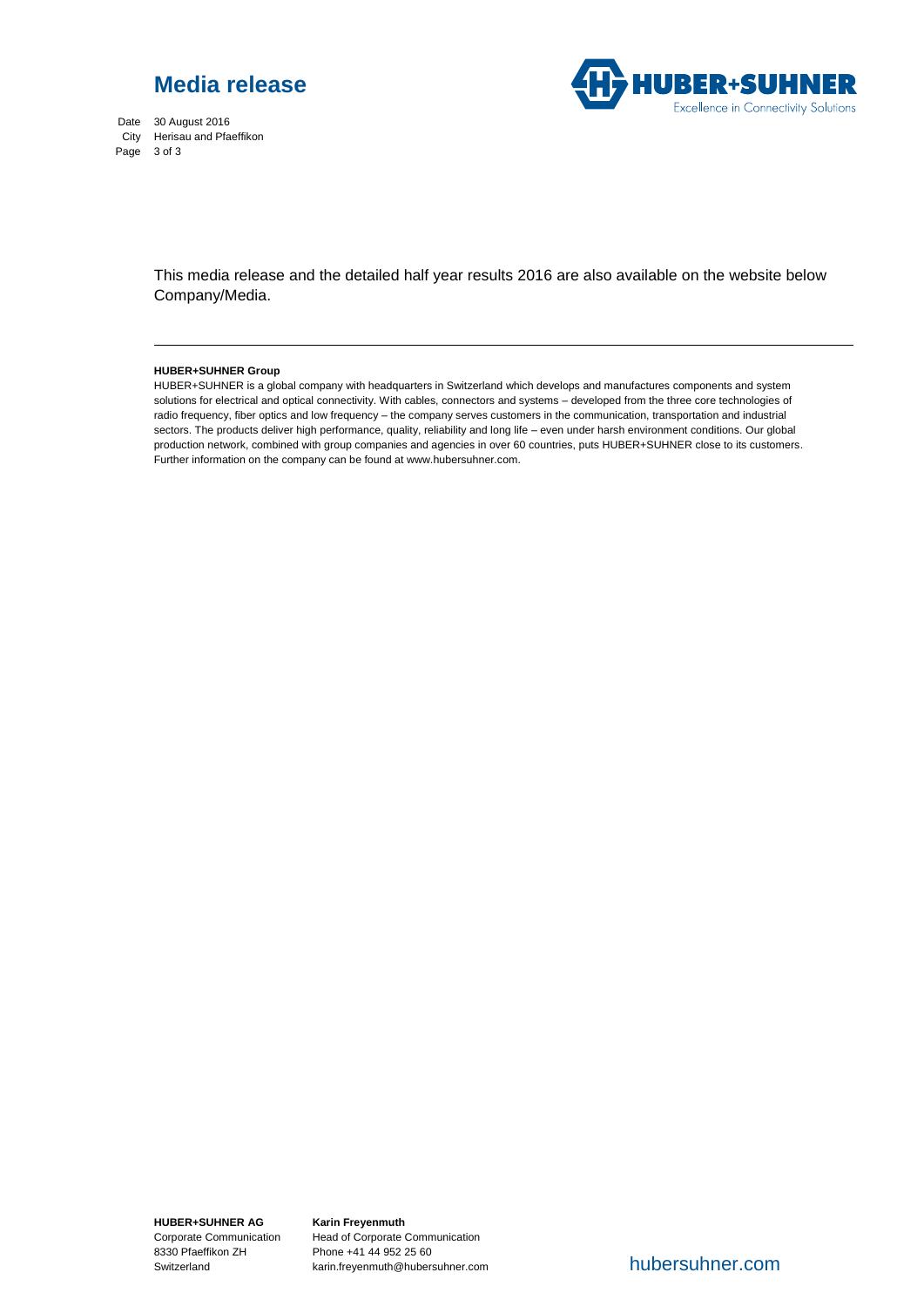This media release and the detailed half year results 2016 are also available on the website below Company/Media.

---

**HUBER+SUHNER Group**

HUBER+SUHNER is a global company with headquarters in Switzerland which develops and manufactures components and system solutions for electrical and optical connectivity. With cables, connectors and systems – developed from the three core technologies of radio frequency, fiber optics and low frequency – the company serves customers in the communication, transportation and industrial sectors. The products deliver high performance, quality, reliability and long life – even under harsh environment conditions. Our global production network, combined with group companies and agencies in over 60 countries, puts HUBER+SUHNER close to its customers. Further information on the company can be found at www.hubersuhner.com.

**HUBER+SUHNER AG**
Corporate Communication
8330 Pfaeffikon ZH
Switzerland

**Karin Freyenmuth**
Head of Corporate Communication
Phone +41 44 952 25 60
karin.freyenmuth@hubersuhner.com

hubersuhner.com